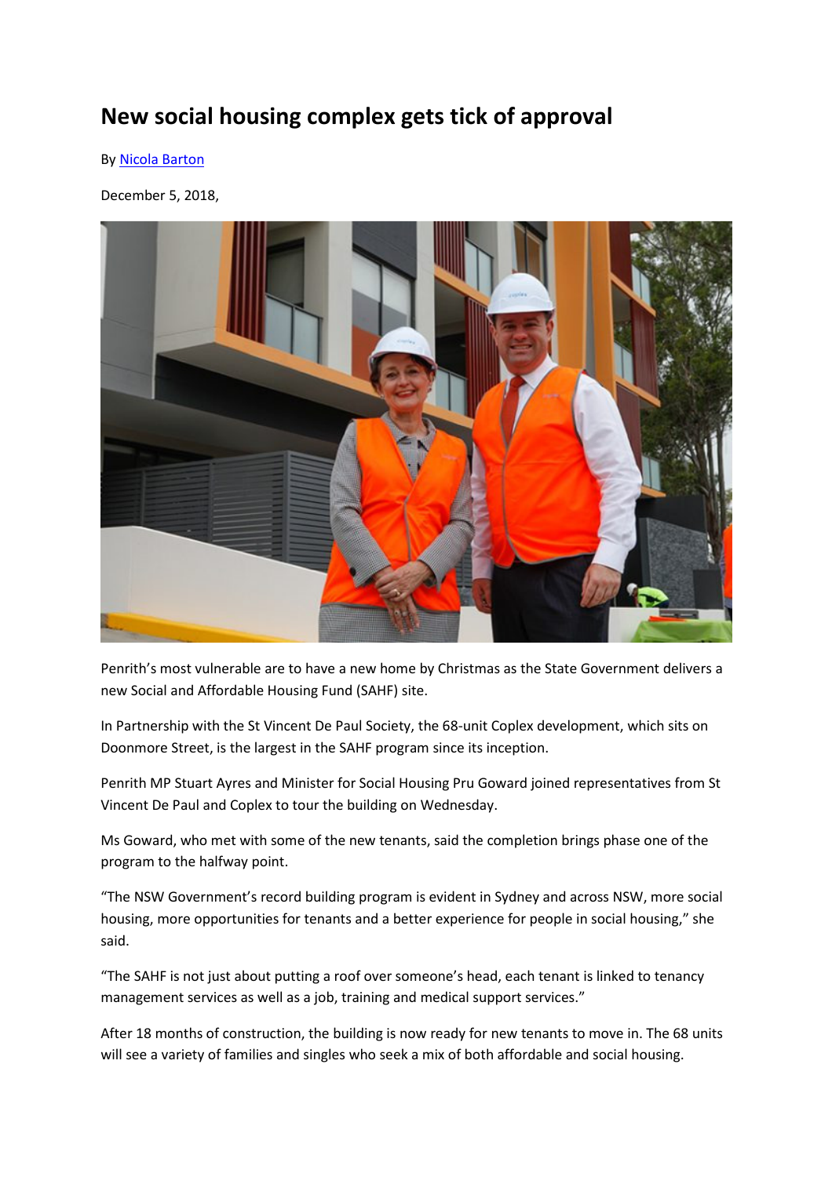# New social housing complex gets tick of approval

By Nicola Barton

December 5, 2018,

Penrith's most vulnerable are to have a new home by Christmas as the State Government delivers a new Social and Affordable Housing Fund (SAHF) site.

In Partnership with the St Vincent De Paul Society, the 68-unit Coplex development, which sits on Doonmore Street, is the largest in the SAHF program since its inception.

Penrith MP Stuart Ayres and Minister for Social Housing Pru Goward joined representatives from St Vincent De Paul and Coplex to tour the building on Wednesday.

Ms Goward, who met with some of the new tenants, said the completion brings phase one of the program to the halfway point.

"The NSW Government's record building program is evident in Sydney and across NSW, more social housing, more opportunities for tenants and a better experience for people in social housing," she said.

"The SAHF is not just about putting a roof over someone's head, each tenant is linked to tenancy management services as well as a job, training and medical support services."

After 18 months of construction, the building is now ready for new tenants to move in. The 68 units will see a variety of families and singles who seek a mix of both affordable and social housing.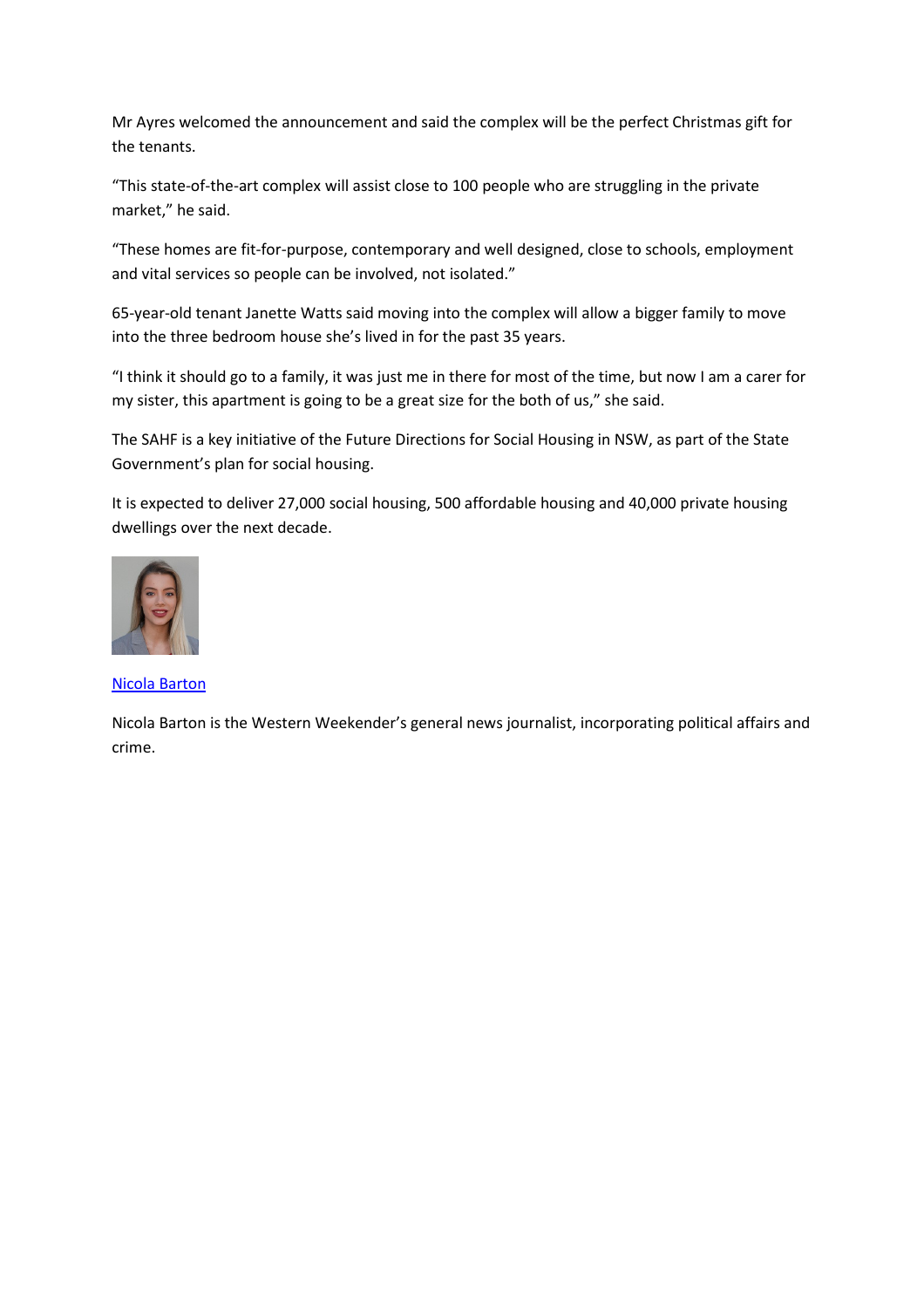Mr Ayres welcomed the announcement and said the complex will be the perfect Christmas gift for the tenants.

"This state-of-the-art complex will assist close to 100 people who are struggling in the private market," he said.

"These homes are fit-for-purpose, contemporary and well designed, close to schools, employment and vital services so people can be involved, not isolated."

65-year-old tenant Janette Watts said moving into the complex will allow a bigger family to move into the three bedroom house she's lived in for the past 35 years.

"I think it should go to a family, it was just me in there for most of the time, but now I am a carer for my sister, this apartment is going to be a great size for the both of us," she said.

The SAHF is a key initiative of the Future Directions for Social Housing in NSW, as part of the State Government's plan for social housing.

It is expected to deliver 27,000 social housing, 500 affordable housing and 40,000 private housing dwellings over the next decade.

[Nicola Barton]

Nicola Barton is the Western Weekender's general news journalist, incorporating political affairs and crime.